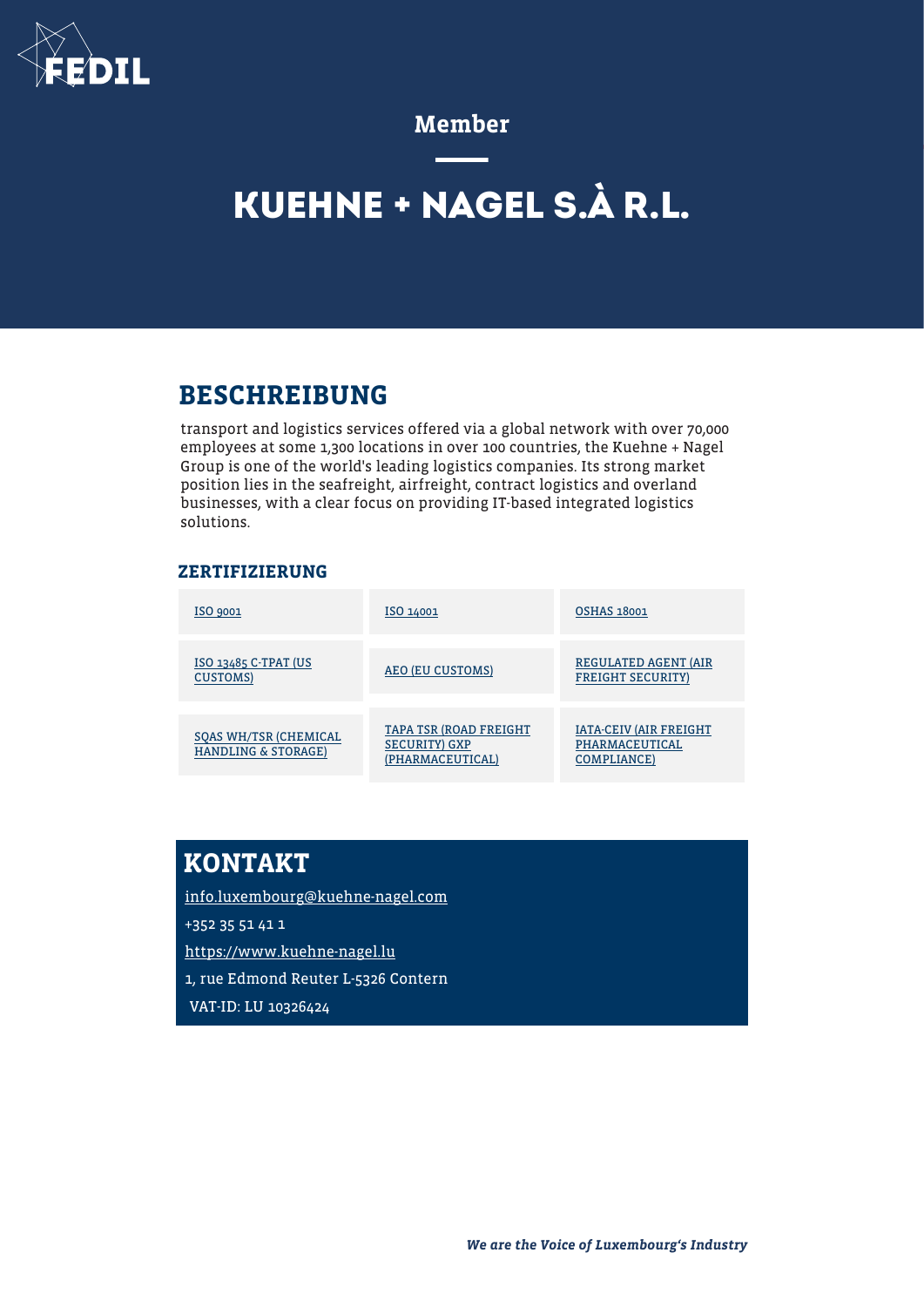FEDIL

Member

# KUEHNE + NAGEL S.À R.L.

## BESCHREIBUNG

transport and logistics services offered via a global network with over 70,000 employees at some 1,300 locations in over 100 countries, the Kuehne + Nagel Group is one of the world's leading logistics companies. Its strong market position lies in the seafreight, airfreight, contract logistics and overland businesses, with a clear focus on providing IT-based integrated logistics solutions.

### ZERTIFIZIERUNG

| | | |
|---|---|---|
| ISO 9001 | ISO 14001 | OSHAS 18001 |
| ISO 13485 C-TPAT (US CUSTOMS) | AEO (EU CUSTOMS) | REGULATED AGENT (AIR FREIGHT SECURITY) |
| SQAS WH/TSR (CHEMICAL HANDLING & STORAGE) | TAPA TSR (ROAD FREIGHT SECURITY) GXP (PHARMACEUTICAL) | IATA-CEIV (AIR FREIGHT PHARMACEUTICAL COMPLIANCE) |

## KONTAKT

info.luxembourg@kuehne-nagel.com

+352 35 51 41 1

https://www.kuehne-nagel.lu

1, rue Edmond Reuter L-5326 Contern

VAT-ID: LU 10326424

*We are the Voice of Luxembourg's Industry*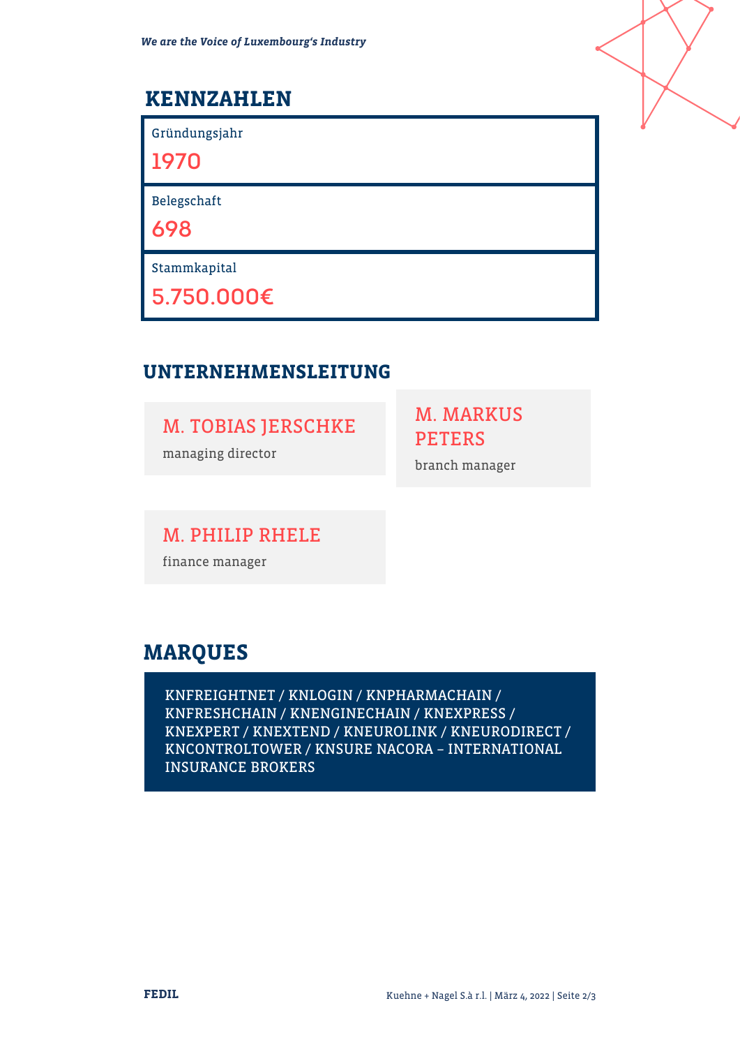## KENNZAHLEN

| | |
|---|---|
| Gründungsjahr | 1970 |
| Belegschaft | 698 |
| Stammkapital | 5.750.000€ |

## UNTERNEHMENSLEITUNG

**M. TOBIAS JERSCHKE**
managing director

**M. MARKUS PETERS**
branch manager

**M. PHILIP RHELE**
finance manager

## MARQUES

KNFREIGHTNET / KNLOGIN / KNPHARMACHAIN / KNFRESHCHAIN / KNENGINECHAIN / KNEXPRESS / KNEXPERT / KNEXTEND / KNEUROLINK / KNEURODIRECT / KNCONTROLTOWER / KNSURE NACORA – INTERNATIONAL INSURANCE BROKERS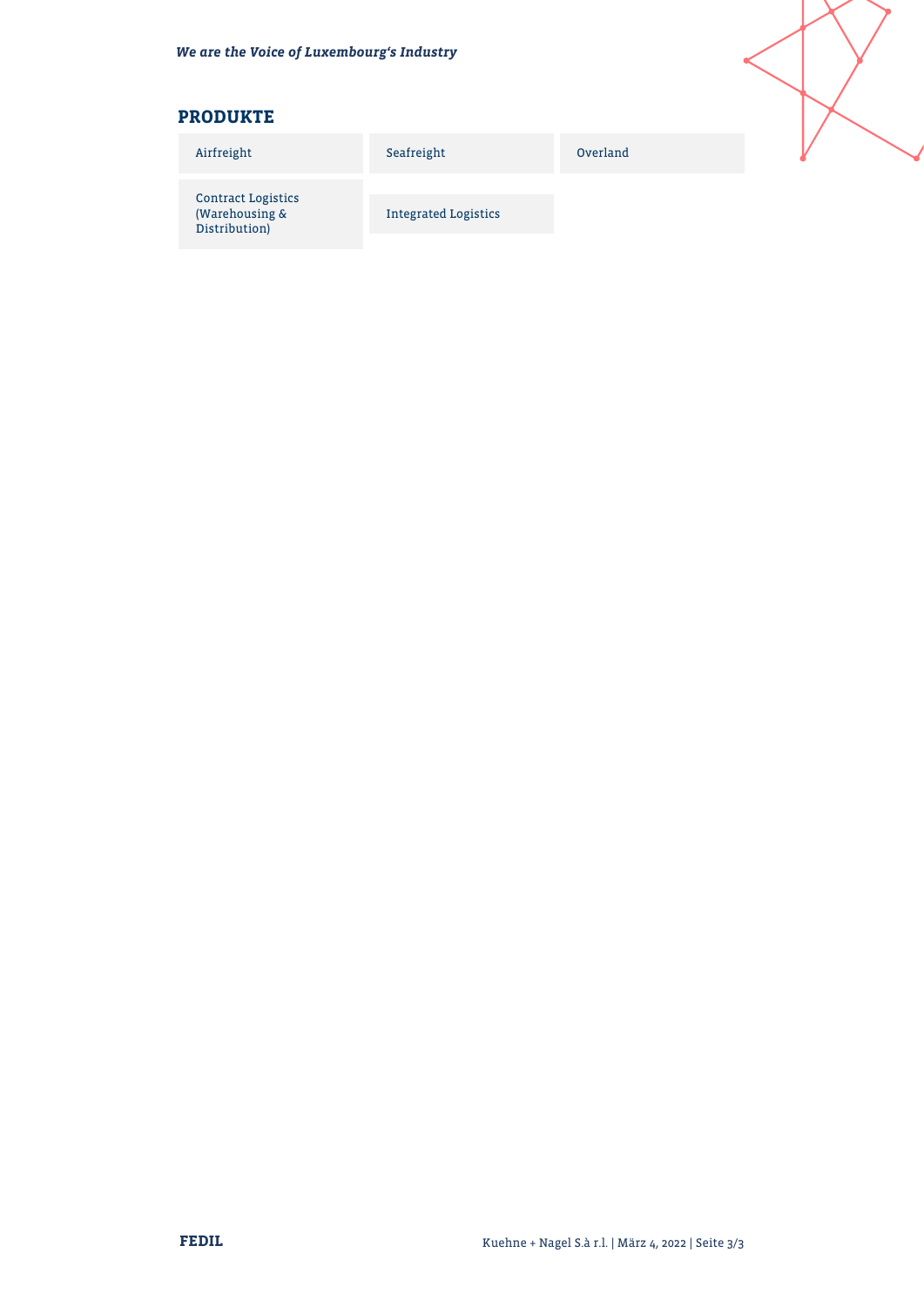## PRODUKTE

- Airfreight
- Seafreight
- Overland
- Contract Logistics (Warehousing & Distribution)
- Integrated Logistics